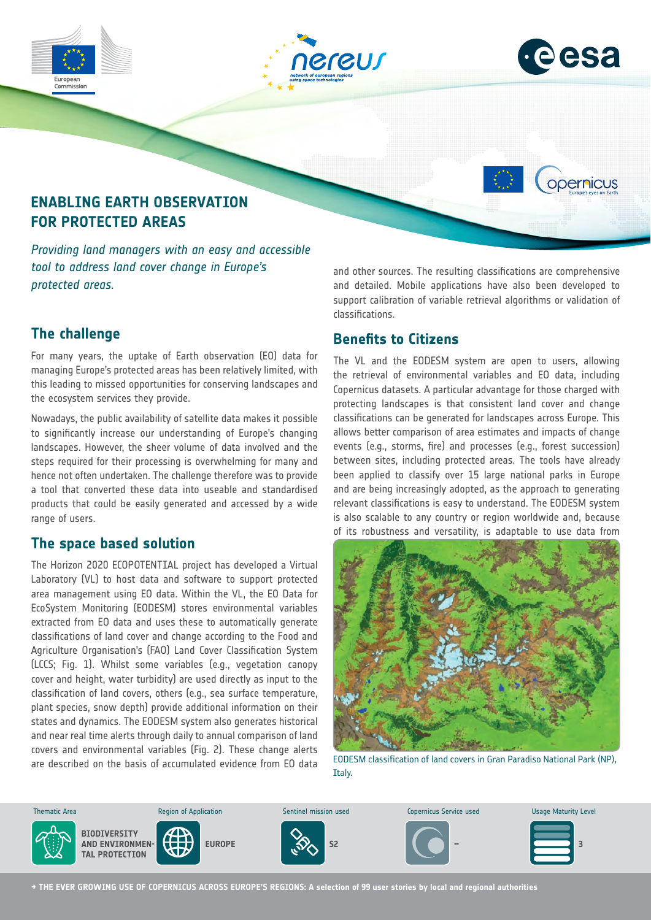# ENABLING EARTH OBSERVATION FOR PROTECTED AREAS

*Providing land managers with an easy and accessible tool to address land cover change in Europe's protected areas.*

## The challenge

For many years, the uptake of Earth observation (EO) data for managing Europe's protected areas has been relatively limited, with this leading to missed opportunities for conserving landscapes and the ecosystem services they provide.

Nowadays, the public availability of satellite data makes it possible to significantly increase our understanding of Europe's changing landscapes. However, the sheer volume of data involved and the steps required for their processing is overwhelming for many and hence not often undertaken. The challenge therefore was to provide a tool that converted these data into useable and standardised products that could be easily generated and accessed by a wide range of users.

## The space based solution

The Horizon 2020 ECOPOTENTIAL project has developed a Virtual Laboratory (VL) to host data and software to support protected area management using EO data. Within the VL, the EO Data for EcoSystem Monitoring (EODESM) stores environmental variables extracted from EO data and uses these to automatically generate classifications of land cover and change according to the Food and Agriculture Organisation's (FAO) Land Cover Classification System (LCCS; Fig. 1). Whilst some variables (e.g., vegetation canopy cover and height, water turbidity) are used directly as input to the classification of land covers, others (e.g., sea surface temperature, plant species, snow depth) provide additional information on their states and dynamics. The EODESM system also generates historical and near real time alerts through daily to annual comparison of land covers and environmental variables (Fig. 2). These change alerts are described on the basis of accumulated evidence from EO data and other sources. The resulting classifications are comprehensive and detailed. Mobile applications have also been developed to support calibration of variable retrieval algorithms or validation of classifications.

## Benefits to Citizens

The VL and the EODESM system are open to users, allowing the retrieval of environmental variables and EO data, including Copernicus datasets. A particular advantage for those charged with protecting landscapes is that consistent land cover and change classifications can be generated for landscapes across Europe. This allows better comparison of area estimates and impacts of change events (e.g., storms, fire) and processes (e.g., forest succession) between sites, including protected areas. The tools have already been applied to classify over 15 large national parks in Europe and are being increasingly adopted, as the approach to generating relevant classifications is easy to understand. The EODESM system is also scalable to any country or region worldwide and, because of its robustness and versatility, is adaptable to use data from

EODESM classification of land covers in Gran Paradiso National Park (NP), Italy.

| Thematic Area | Region of Application | Sentinel mission used | Copernicus Service used | Usage Maturity Level |
|---|---|---|---|---|
| BIODIVERSITY AND ENVIRONMENTAL PROTECTION | EUROPE | S2 | – | 3 |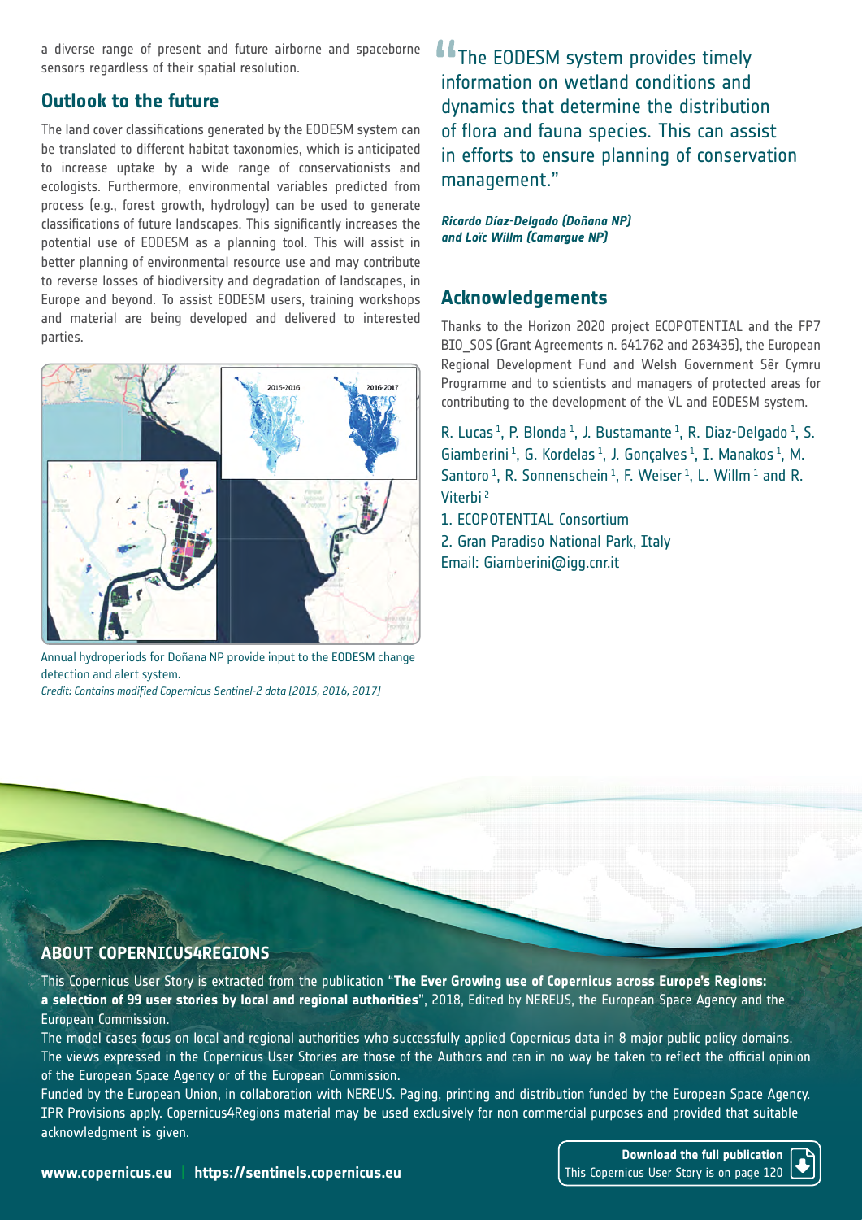a diverse range of present and future airborne and spaceborne sensors regardless of their spatial resolution.

## Outlook to the future

The land cover classifications generated by the EODESM system can be translated to different habitat taxonomies, which is anticipated to increase uptake by a wide range of conservationists and ecologists. Furthermore, environmental variables predicted from process (e.g., forest growth, hydrology) can be used to generate classifications of future landscapes. This significantly increases the potential use of EODESM as a planning tool. This will assist in better planning of environmental resource use and may contribute to reverse losses of biodiversity and degradation of landscapes, in Europe and beyond. To assist EODESM users, training workshops and material are being developed and delivered to interested parties.

2015-2016

2016-2017

Annual hydroperiods for Doñana NP provide input to the EODESM change detection and alert system.
*Credit: Contains modified Copernicus Sentinel-2 data [2015, 2016, 2017]*

"The EODESM system provides timely information on wetland conditions and dynamics that determine the distribution of flora and fauna species. This can assist in efforts to ensure planning of conservation management."

***Ricardo Díaz-Delgado (Doñana NP) and Loïc Willm (Camargue NP)***

## Acknowledgements

Thanks to the Horizon 2020 project ECOPOTENTIAL and the FP7 BIO_SOS (Grant Agreements n. 641762 and 263435), the European Regional Development Fund and Welsh Government Sêr Cymru Programme and to scientists and managers of protected areas for contributing to the development of the VL and EODESM system.

R. Lucas [1], P. Blonda [1], J. Bustamante [1], R. Diaz-Delgado [1], S. Giamberini [1], G. Kordelas [1], J. Gonçalves [1], I. Manakos [1], M. Santoro [1], R. Sonnenschein [1], F. Weiser [1], L. Willm [1] and R. Viterbi [2]

1. ECOPOTENTIAL Consortium
2. Gran Paradiso National Park, Italy

Email: Giamberini@igg.cnr.it

## ABOUT COPERNICUS4REGIONS

This Copernicus User Story is extracted from the publication "**The Ever Growing use of Copernicus across Europe's Regions: a selection of 99 user stories by local and regional authorities**", 2018, Edited by NEREUS, the European Space Agency and the European Commission.

The model cases focus on local and regional authorities who successfully applied Copernicus data in 8 major public policy domains. The views expressed in the Copernicus User Stories are those of the Authors and can in no way be taken to reflect the official opinion of the European Space Agency or of the European Commission.

Funded by the European Union, in collaboration with NEREUS. Paging, printing and distribution funded by the European Space Agency. IPR Provisions apply. Copernicus4Regions material may be used exclusively for non commercial purposes and provided that suitable acknowledgment is given.

**www.copernicus.eu** | **https://sentinels.copernicus.eu**

**Download the full publication**
This Copernicus User Story is on page 120